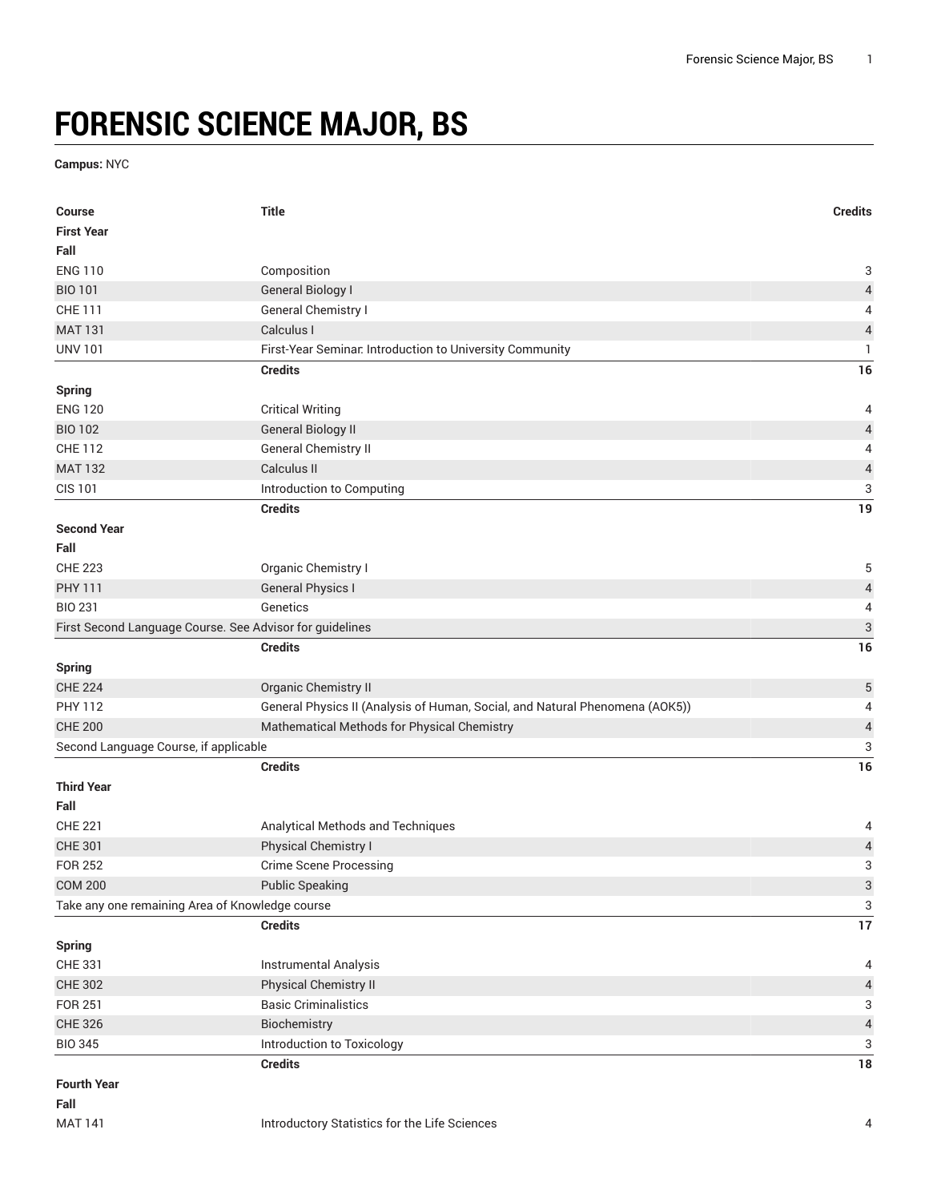# FORENSIC SCIENCE MAJOR, BS

**Campus:** NYC

| Course | Title | Credits |
|---|---|---|
| **First Year** | | |
| **Fall** | | |
| ENG 110 | Composition | 3 |
| BIO 101 | General Biology I | 4 |
| CHE 111 | General Chemistry I | 4 |
| MAT 131 | Calculus I | 4 |
| UNV 101 | First-Year Seminar: Introduction to University Community | 1 |
| | **Credits** | **16** |
| **Spring** | | |
| ENG 120 | Critical Writing | 4 |
| BIO 102 | General Biology II | 4 |
| CHE 112 | General Chemistry II | 4 |
| MAT 132 | Calculus II | 4 |
| CIS 101 | Introduction to Computing | 3 |
| | **Credits** | **19** |
| **Second Year** | | |
| **Fall** | | |
| CHE 223 | Organic Chemistry I | 5 |
| PHY 111 | General Physics I | 4 |
| BIO 231 | Genetics | 4 |
| First Second Language Course. See Advisor for guidelines | | 3 |
| | **Credits** | **16** |
| **Spring** | | |
| CHE 224 | Organic Chemistry II | 5 |
| PHY 112 | General Physics II (Analysis of Human, Social, and Natural Phenomena (AOK5)) | 4 |
| CHE 200 | Mathematical Methods for Physical Chemistry | 4 |
| Second Language Course, if applicable | | 3 |
| | **Credits** | **16** |
| **Third Year** | | |
| **Fall** | | |
| CHE 221 | Analytical Methods and Techniques | 4 |
| CHE 301 | Physical Chemistry I | 4 |
| FOR 252 | Crime Scene Processing | 3 |
| COM 200 | Public Speaking | 3 |
| Take any one remaining Area of Knowledge course | | 3 |
| | **Credits** | **17** |
| **Spring** | | |
| CHE 331 | Instrumental Analysis | 4 |
| CHE 302 | Physical Chemistry II | 4 |
| FOR 251 | Basic Criminalistics | 3 |
| CHE 326 | Biochemistry | 4 |
| BIO 345 | Introduction to Toxicology | 3 |
| | **Credits** | **18** |
| **Fourth Year** | | |
| **Fall** | | |
| MAT 141 | Introductory Statistics for the Life Sciences | 4 |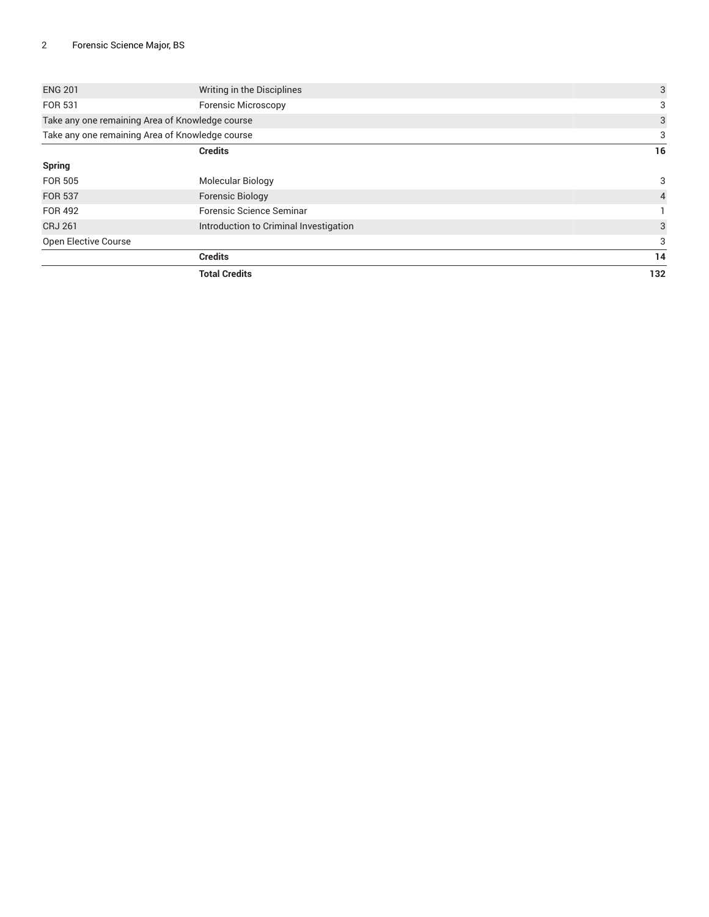| | | |
|---|---|---|
| ENG 201 | Writing in the Disciplines | 3 |
| FOR 531 | Forensic Microscopy | 3 |
| Take any one remaining Area of Knowledge course | | 3 |
| Take any one remaining Area of Knowledge course | | 3 |
| | **Credits** | **16** |
| **Spring** | | |
| FOR 505 | Molecular Biology | 3 |
| FOR 537 | Forensic Biology | 4 |
| FOR 492 | Forensic Science Seminar | 1 |
| CRJ 261 | Introduction to Criminal Investigation | 3 |
| Open Elective Course | | 3 |
| | **Credits** | **14** |
| | **Total Credits** | **132** |